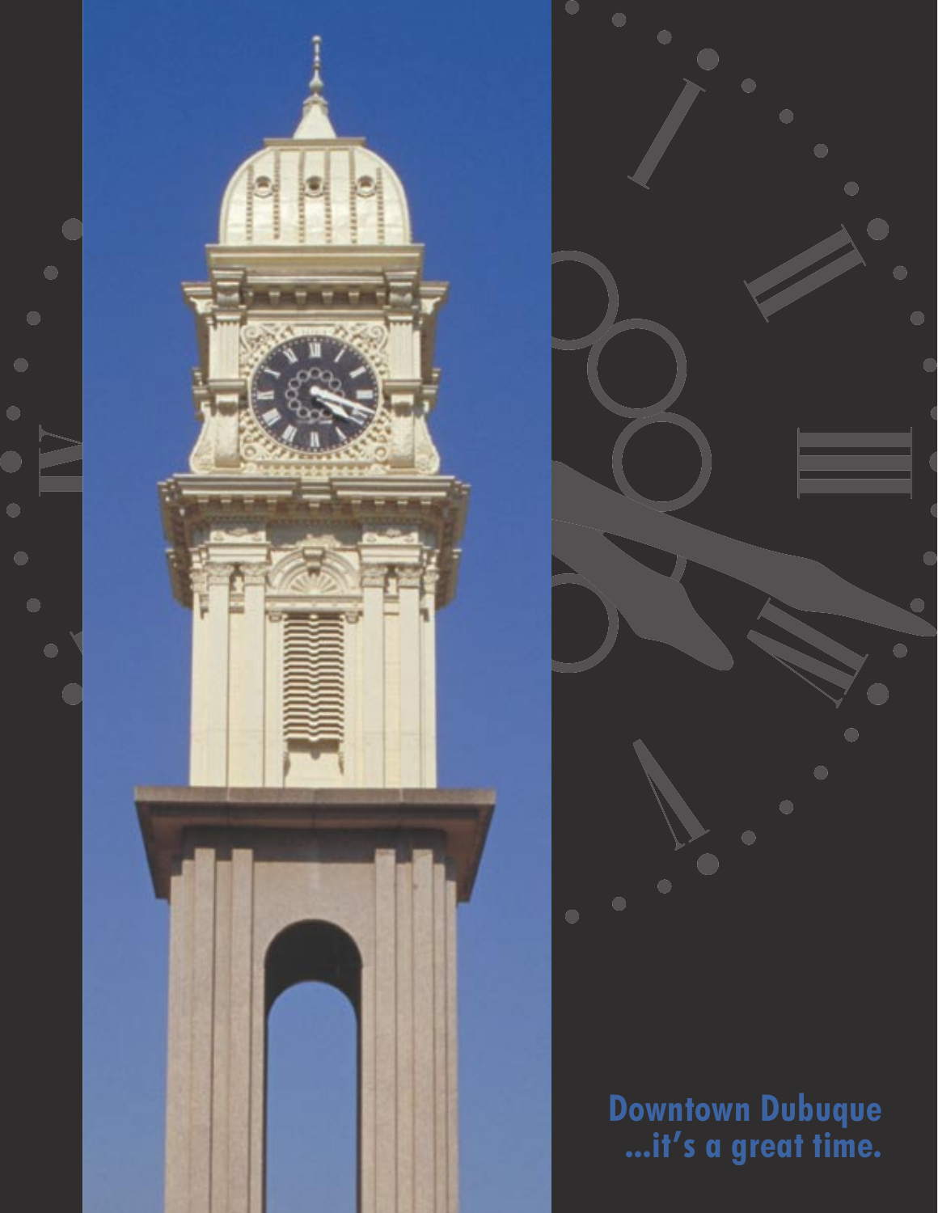**Downtown Dubuque ...it's a great time.**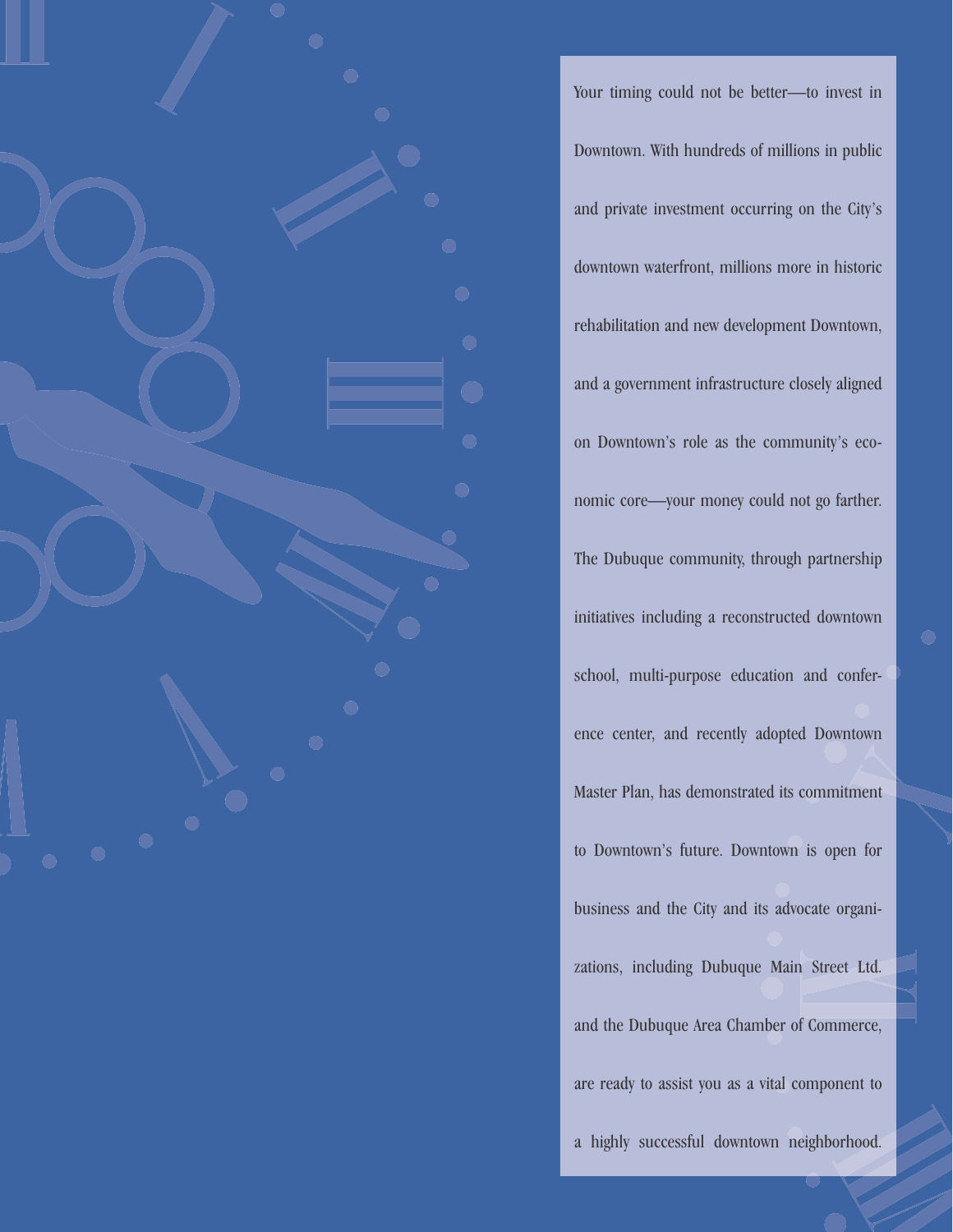Your timing could not be better—to invest in Downtown. With hundreds of millions in public and private investment occurring on the City's downtown waterfront, millions more in historic rehabilitation and new development Downtown, and a government infrastructure closely aligned on Downtown's role as the community's economic core—your money could not go farther. The Dubuque community, through partnership initiatives including a reconstructed downtown school, multi-purpose education and conference center, and recently adopted Downtown Master Plan, has demonstrated its commitment to Downtown's future. Downtown is open for business and the City and its advocate organizations, including Dubuque Main Street Ltd. and the Dubuque Area Chamber of Commerce, are ready to assist you as a vital component to a highly successful downtown neighborhood.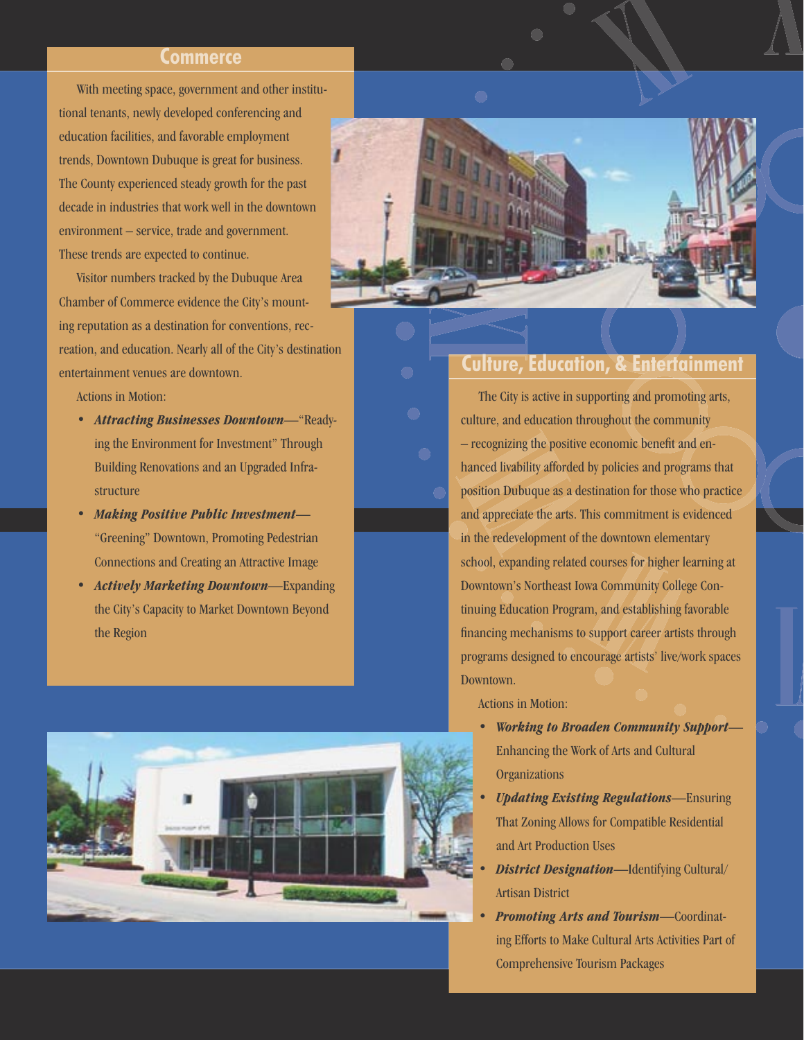## Commerce

With meeting space, government and other institutional tenants, newly developed conferencing and education facilities, and favorable employment trends, Downtown Dubuque is great for business. The County experienced steady growth for the past decade in industries that work well in the downtown environment – service, trade and government. These trends are expected to continue.

Visitor numbers tracked by the Dubuque Area Chamber of Commerce evidence the City's mounting reputation as a destination for conventions, recreation, and education. Nearly all of the City's destination entertainment venues are downtown.

Actions in Motion:

- ***Attracting Businesses Downtown***—"Readying the Environment for Investment" Through Building Renovations and an Upgraded Infrastructure
- ***Making Positive Public Investment***—"Greening" Downtown, Promoting Pedestrian Connections and Creating an Attractive Image
- ***Actively Marketing Downtown***—Expanding the City's Capacity to Market Downtown Beyond the Region

## Culture, Education, & Entertainment

The City is active in supporting and promoting arts, culture, and education throughout the community – recognizing the positive economic benefit and enhanced livability afforded by policies and programs that position Dubuque as a destination for those who practice and appreciate the arts. This commitment is evidenced in the redevelopment of the downtown elementary school, expanding related courses for higher learning at Downtown's Northeast Iowa Community College Continuing Education Program, and establishing favorable financing mechanisms to support career artists through programs designed to encourage artists' live/work spaces Downtown.

Actions in Motion:

- ***Working to Broaden Community Support***—Enhancing the Work of Arts and Cultural Organizations
- ***Updating Existing Regulations***—Ensuring That Zoning Allows for Compatible Residential and Art Production Uses
- ***District Designation***—Identifying Cultural/Artisan District
- ***Promoting Arts and Tourism***—Coordinating Efforts to Make Cultural Arts Activities Part of Comprehensive Tourism Packages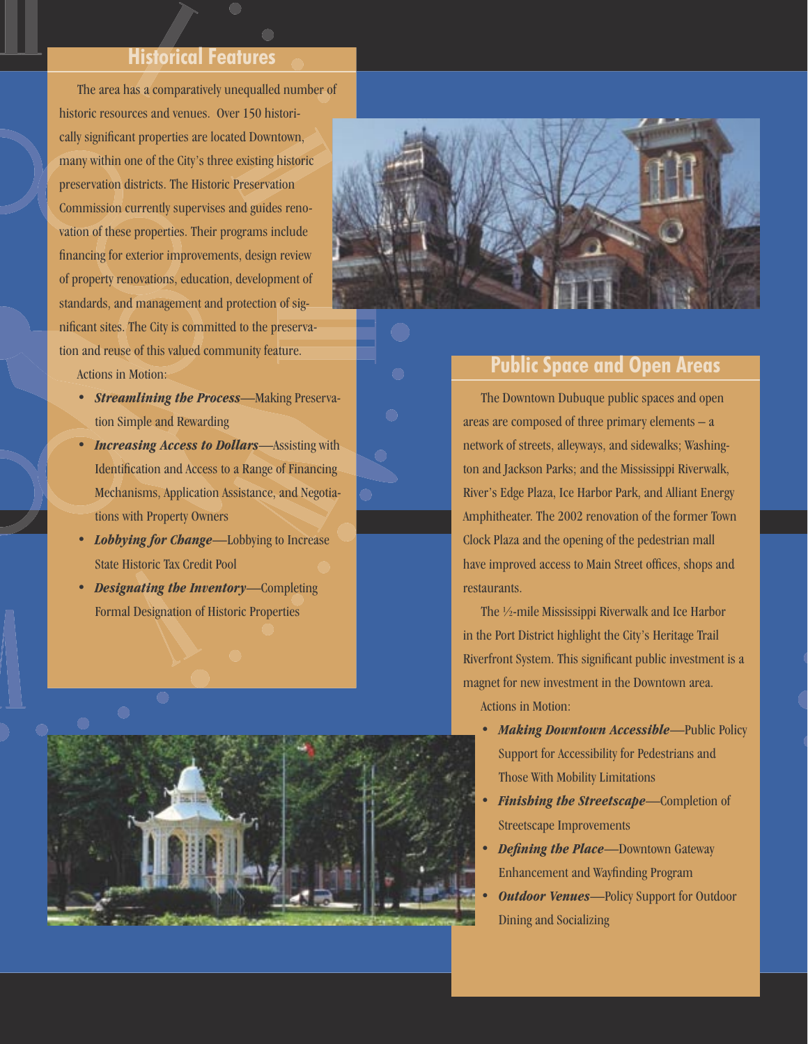## Historical Features

The area has a comparatively unequalled number of historic resources and venues. Over 150 historically significant properties are located Downtown, many within one of the City's three existing historic preservation districts. The Historic Preservation Commission currently supervises and guides renovation of these properties. Their programs include financing for exterior improvements, design review of property renovations, education, development of standards, and management and protection of significant sites. The City is committed to the preservation and reuse of this valued community feature.

Actions in Motion:

- ***Streamlining the Process***—Making Preservation Simple and Rewarding
- ***Increasing Access to Dollars***—Assisting with Identification and Access to a Range of Financing Mechanisms, Application Assistance, and Negotiations with Property Owners
- ***Lobbying for Change***—Lobbying to Increase State Historic Tax Credit Pool
- ***Designating the Inventory***—Completing Formal Designation of Historic Properties

## Public Space and Open Areas

The Downtown Dubuque public spaces and open areas are composed of three primary elements – a network of streets, alleyways, and sidewalks; Washington and Jackson Parks; and the Mississippi Riverwalk, River's Edge Plaza, Ice Harbor Park, and Alliant Energy Amphitheater. The 2002 renovation of the former Town Clock Plaza and the opening of the pedestrian mall have improved access to Main Street offices, shops and restaurants.

The ½-mile Mississippi Riverwalk and Ice Harbor in the Port District highlight the City's Heritage Trail Riverfront System. This significant public investment is a magnet for new investment in the Downtown area.

Actions in Motion:

- ***Making Downtown Accessible***—Public Policy Support for Accessibility for Pedestrians and Those With Mobility Limitations
- ***Finishing the Streetscape***—Completion of Streetscape Improvements
- ***Defining the Place***—Downtown Gateway Enhancement and Wayfinding Program
- ***Outdoor Venues***—Policy Support for Outdoor Dining and Socializing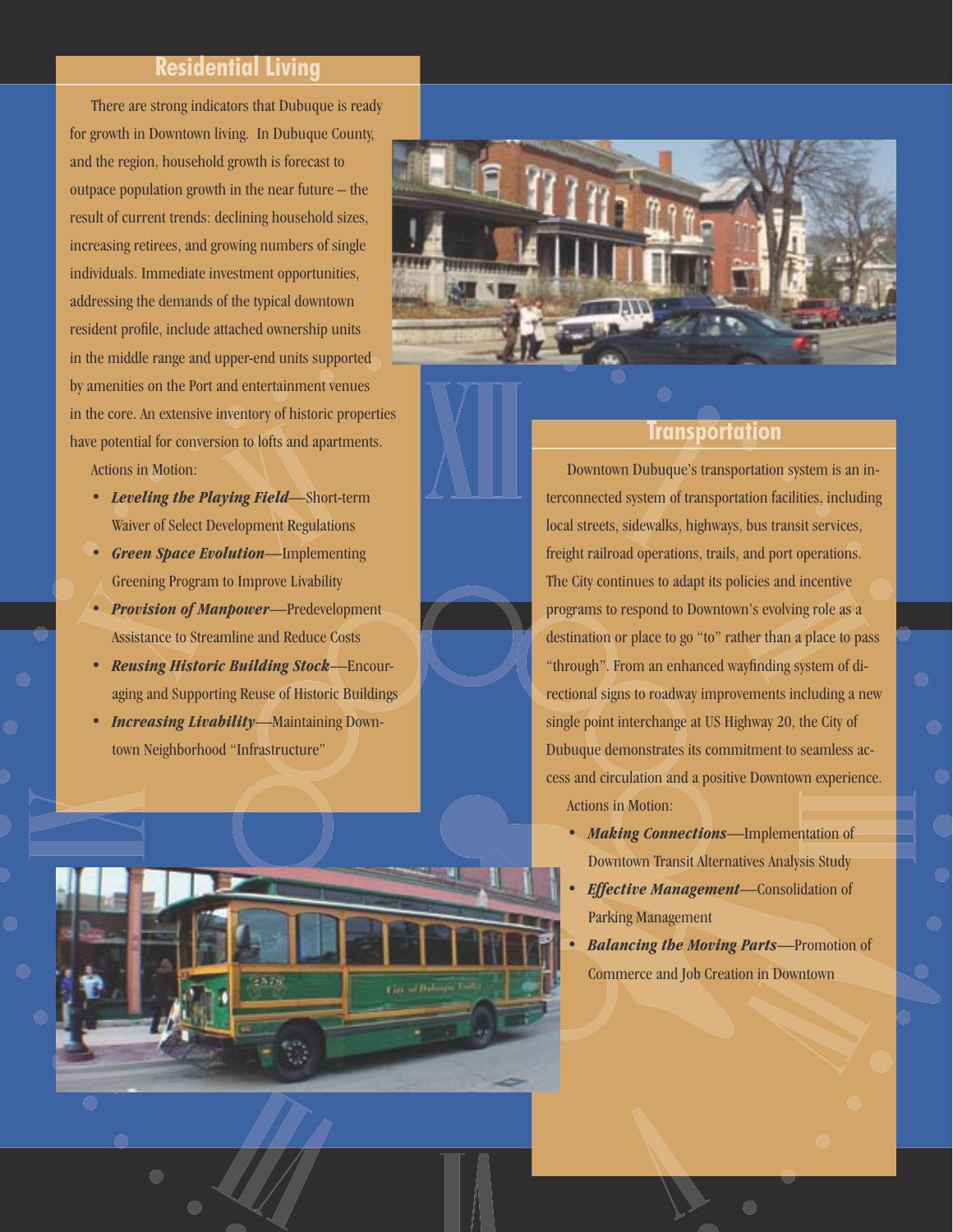## Residential Living

There are strong indicators that Dubuque is ready for growth in Downtown living. In Dubuque County, and the region, household growth is forecast to outpace population growth in the near future – the result of current trends: declining household sizes, increasing retirees, and growing numbers of single individuals. Immediate investment opportunities, addressing the demands of the typical downtown resident profile, include attached ownership units in the middle range and upper-end units supported by amenities on the Port and entertainment venues in the core. An extensive inventory of historic properties have potential for conversion to lofts and apartments.

Actions in Motion:

- ***Leveling the Playing Field***—Short-term Waiver of Select Development Regulations
- ***Green Space Evolution***—Implementing Greening Program to Improve Livability
- ***Provision of Manpower***—Predevelopment Assistance to Streamline and Reduce Costs
- ***Reusing Historic Building Stock***—Encouraging and Supporting Reuse of Historic Buildings
- ***Increasing Livability***—Maintaining Downtown Neighborhood "Infrastructure"

## Transportation

Downtown Dubuque's transportation system is an interconnected system of transportation facilities, including local streets, sidewalks, highways, bus transit services, freight railroad operations, trails, and port operations. The City continues to adapt its policies and incentive programs to respond to Downtown's evolving role as a destination or place to go "to" rather than a place to pass "through". From an enhanced wayfinding system of directional signs to roadway improvements including a new single point interchange at US Highway 20, the City of Dubuque demonstrates its commitment to seamless access and circulation and a positive Downtown experience.

Actions in Motion:

- ***Making Connections***—Implementation of Downtown Transit Alternatives Analysis Study
- ***Effective Management***—Consolidation of Parking Management
- ***Balancing the Moving Parts***—Promotion of Commerce and Job Creation in Downtown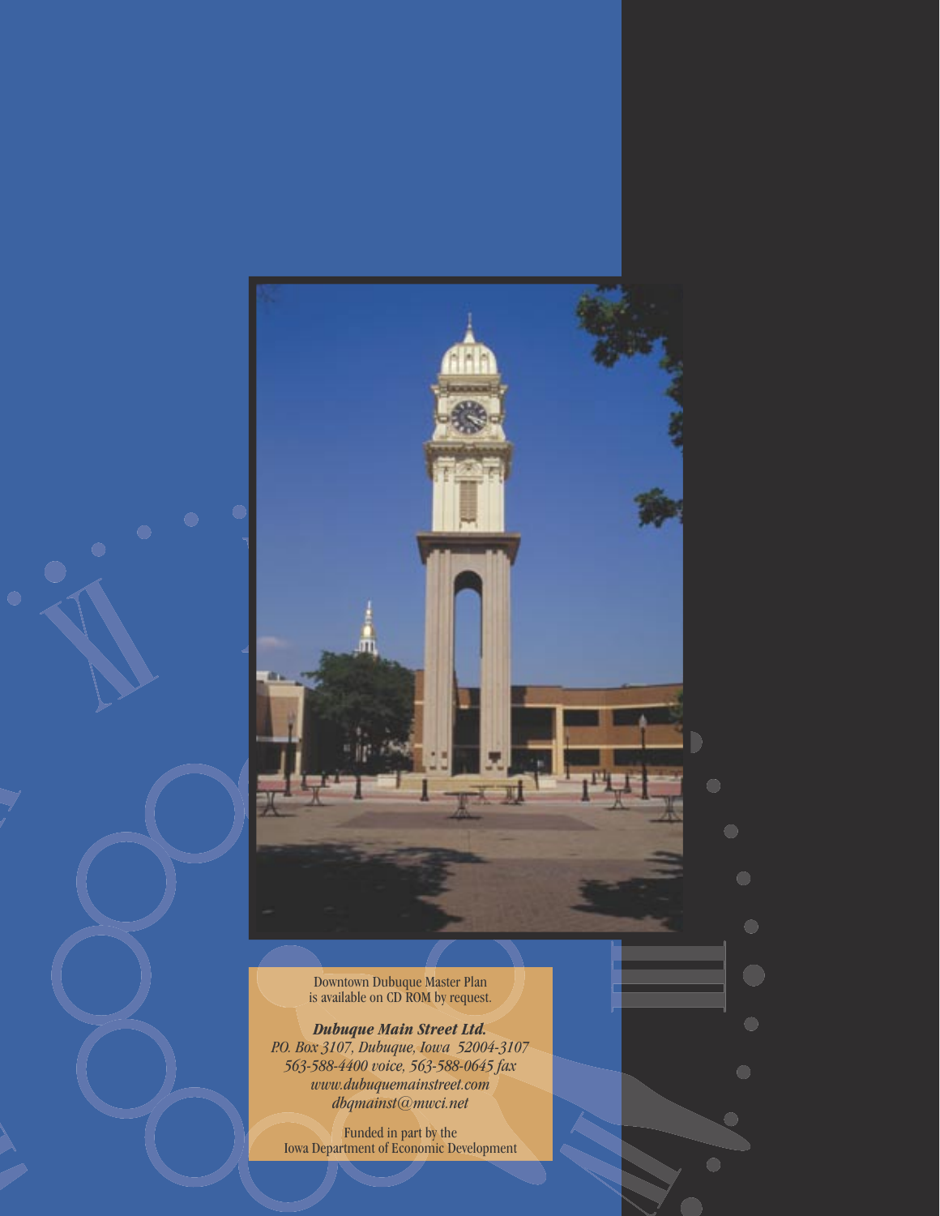Downtown Dubuque Master Plan
is available on CD ROM by request.

***Dubuque Main Street Ltd.***
*P.O. Box 3107, Dubuque, Iowa 52004-3107*
*563-588-4400 voice, 563-588-0645 fax*
*www.dubuquemainstreet.com*
*dbqmainst@mwci.net*

Funded in part by the
Iowa Department of Economic Development